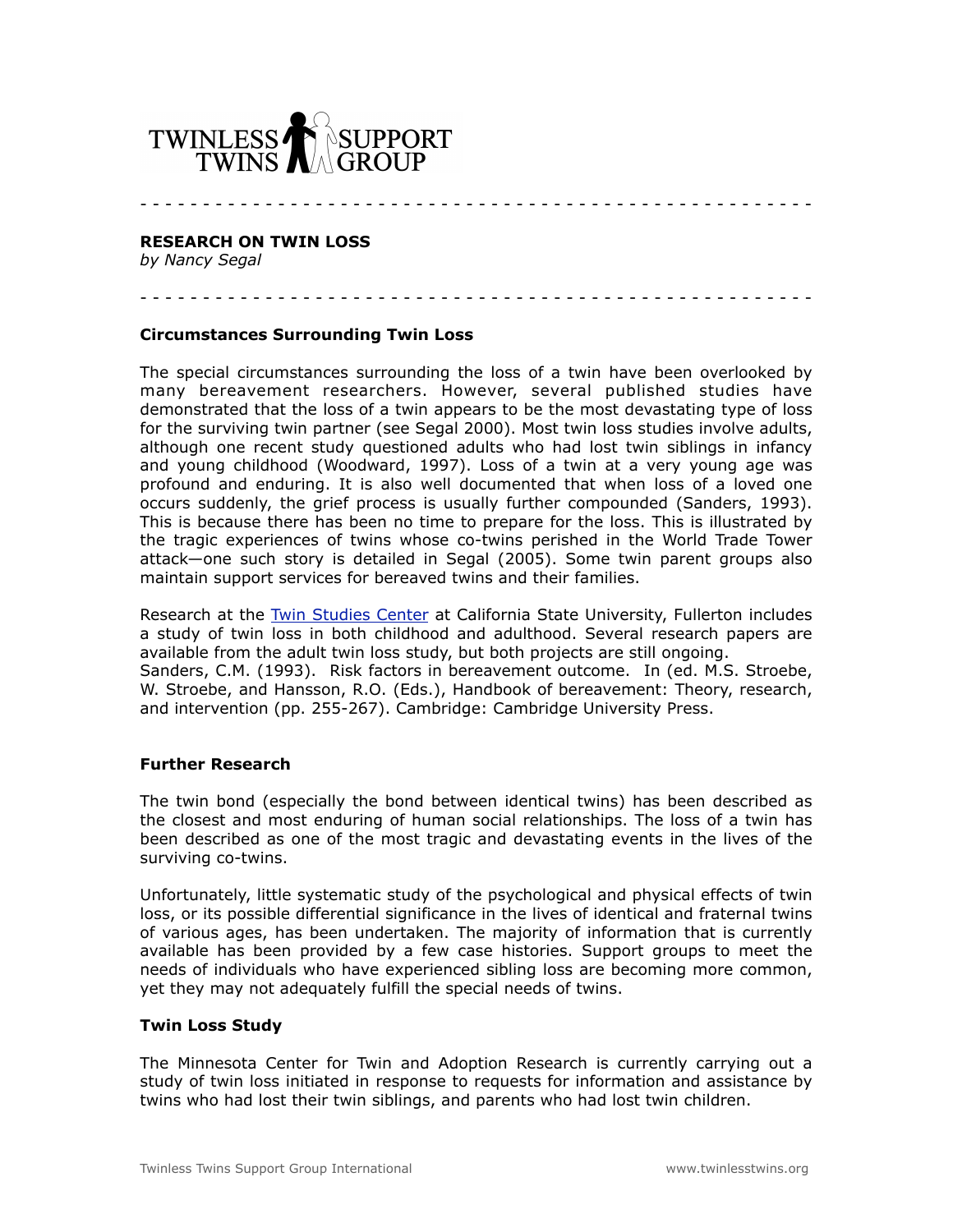TWINLESS TWINS SUPPORT GROUP

- - - - - - - - - - - - - - - - - - - - - - - - - - - - - - - - - - - - - - - - - - - - - - - - - - - - -

**RESEARCH ON TWIN LOSS**
*by Nancy Segal*

- - - - - - - - - - - - - - - - - - - - - - - - - - - - - - - - - - - - - - - - - - - - - - - - - - - - -

### Circumstances Surrounding Twin Loss

The special circumstances surrounding the loss of a twin have been overlooked by many bereavement researchers. However, several published studies have demonstrated that the loss of a twin appears to be the most devastating type of loss for the surviving twin partner (see Segal 2000). Most twin loss studies involve adults, although one recent study questioned adults who had lost twin siblings in infancy and young childhood (Woodward, 1997). Loss of a twin at a very young age was profound and enduring. It is also well documented that when loss of a loved one occurs suddenly, the grief process is usually further compounded (Sanders, 1993). This is because there has been no time to prepare for the loss. This is illustrated by the tragic experiences of twins whose co-twins perished in the World Trade Tower attack—one such story is detailed in Segal (2005). Some twin parent groups also maintain support services for bereaved twins and their families.

Research at the Twin Studies Center at California State University, Fullerton includes a study of twin loss in both childhood and adulthood. Several research papers are available from the adult twin loss study, but both projects are still ongoing.
Sanders, C.M. (1993). Risk factors in bereavement outcome. In (ed. M.S. Stroebe, W. Stroebe, and Hansson, R.O. (Eds.), Handbook of bereavement: Theory, research, and intervention (pp. 255-267). Cambridge: Cambridge University Press.

### Further Research

The twin bond (especially the bond between identical twins) has been described as the closest and most enduring of human social relationships. The loss of a twin has been described as one of the most tragic and devastating events in the lives of the surviving co-twins.

Unfortunately, little systematic study of the psychological and physical effects of twin loss, or its possible differential significance in the lives of identical and fraternal twins of various ages, has been undertaken. The majority of information that is currently available has been provided by a few case histories. Support groups to meet the needs of individuals who have experienced sibling loss are becoming more common, yet they may not adequately fulfill the special needs of twins.

### Twin Loss Study

The Minnesota Center for Twin and Adoption Research is currently carrying out a study of twin loss initiated in response to requests for information and assistance by twins who had lost their twin siblings, and parents who had lost twin children.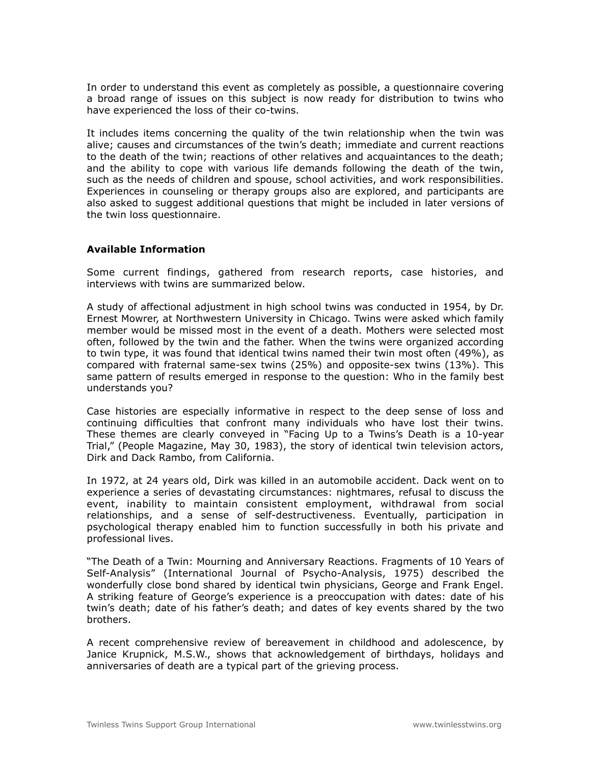In order to understand this event as completely as possible, a questionnaire covering a broad range of issues on this subject is now ready for distribution to twins who have experienced the loss of their co-twins.

It includes items concerning the quality of the twin relationship when the twin was alive; causes and circumstances of the twin's death; immediate and current reactions to the death of the twin; reactions of other relatives and acquaintances to the death; and the ability to cope with various life demands following the death of the twin, such as the needs of children and spouse, school activities, and work responsibilities. Experiences in counseling or therapy groups also are explored, and participants are also asked to suggest additional questions that might be included in later versions of the twin loss questionnaire.

**Available Information**

Some current findings, gathered from research reports, case histories, and interviews with twins are summarized below.

A study of affectional adjustment in high school twins was conducted in 1954, by Dr. Ernest Mowrer, at Northwestern University in Chicago. Twins were asked which family member would be missed most in the event of a death. Mothers were selected most often, followed by the twin and the father. When the twins were organized according to twin type, it was found that identical twins named their twin most often (49%), as compared with fraternal same-sex twins (25%) and opposite-sex twins (13%). This same pattern of results emerged in response to the question: Who in the family best understands you?

Case histories are especially informative in respect to the deep sense of loss and continuing difficulties that confront many individuals who have lost their twins. These themes are clearly conveyed in "Facing Up to a Twins's Death is a 10-year Trial," (People Magazine, May 30, 1983), the story of identical twin television actors, Dirk and Dack Rambo, from California.

In 1972, at 24 years old, Dirk was killed in an automobile accident. Dack went on to experience a series of devastating circumstances: nightmares, refusal to discuss the event, inability to maintain consistent employment, withdrawal from social relationships, and a sense of self-destructiveness. Eventually, participation in psychological therapy enabled him to function successfully in both his private and professional lives.

"The Death of a Twin: Mourning and Anniversary Reactions. Fragments of 10 Years of Self-Analysis" (International Journal of Psycho-Analysis, 1975) described the wonderfully close bond shared by identical twin physicians, George and Frank Engel. A striking feature of George's experience is a preoccupation with dates: date of his twin's death; date of his father's death; and dates of key events shared by the two brothers.

A recent comprehensive review of bereavement in childhood and adolescence, by Janice Krupnick, M.S.W., shows that acknowledgement of birthdays, holidays and anniversaries of death are a typical part of the grieving process.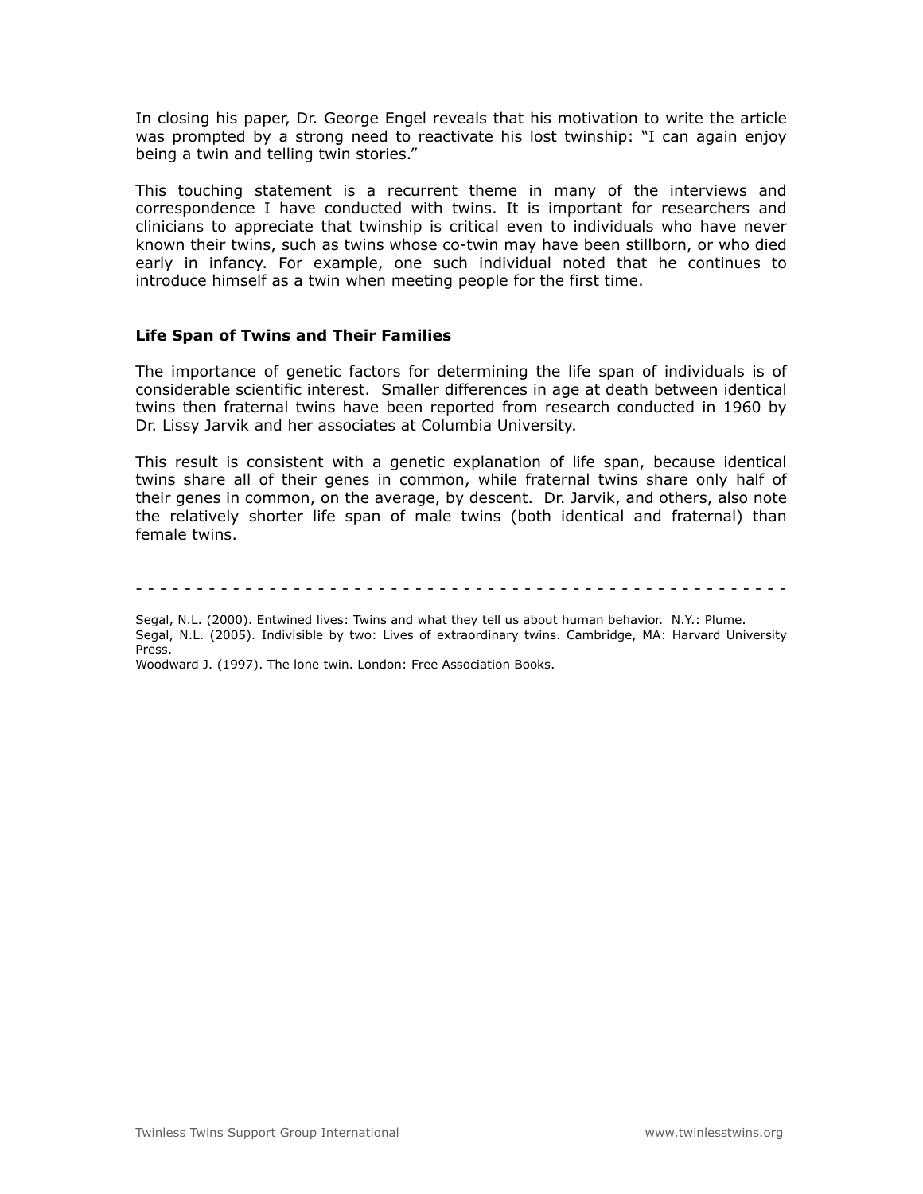In closing his paper, Dr. George Engel reveals that his motivation to write the article was prompted by a strong need to reactivate his lost twinship: "I can again enjoy being a twin and telling twin stories."

This touching statement is a recurrent theme in many of the interviews and correspondence I have conducted with twins. It is important for researchers and clinicians to appreciate that twinship is critical even to individuals who have never known their twins, such as twins whose co-twin may have been stillborn, or who died early in infancy. For example, one such individual noted that he continues to introduce himself as a twin when meeting people for the first time.

**Life Span of Twins and Their Families**

The importance of genetic factors for determining the life span of individuals is of considerable scientific interest. Smaller differences in age at death between identical twins then fraternal twins have been reported from research conducted in 1960 by Dr. Lissy Jarvik and her associates at Columbia University.

This result is consistent with a genetic explanation of life span, because identical twins share all of their genes in common, while fraternal twins share only half of their genes in common, on the average, by descent. Dr. Jarvik, and others, also note the relatively shorter life span of male twins (both identical and fraternal) than female twins.

- - - - - - - - - - - - - - - - - - - - - - - - - - - - - - - - - - - - - - - - - - - - - - - - - - - -

Segal, N.L. (2000). Entwined lives: Twins and what they tell us about human behavior. N.Y.: Plume.
Segal, N.L. (2005). Indivisible by two: Lives of extraordinary twins. Cambridge, MA: Harvard University Press.
Woodward J. (1997). The lone twin. London: Free Association Books.